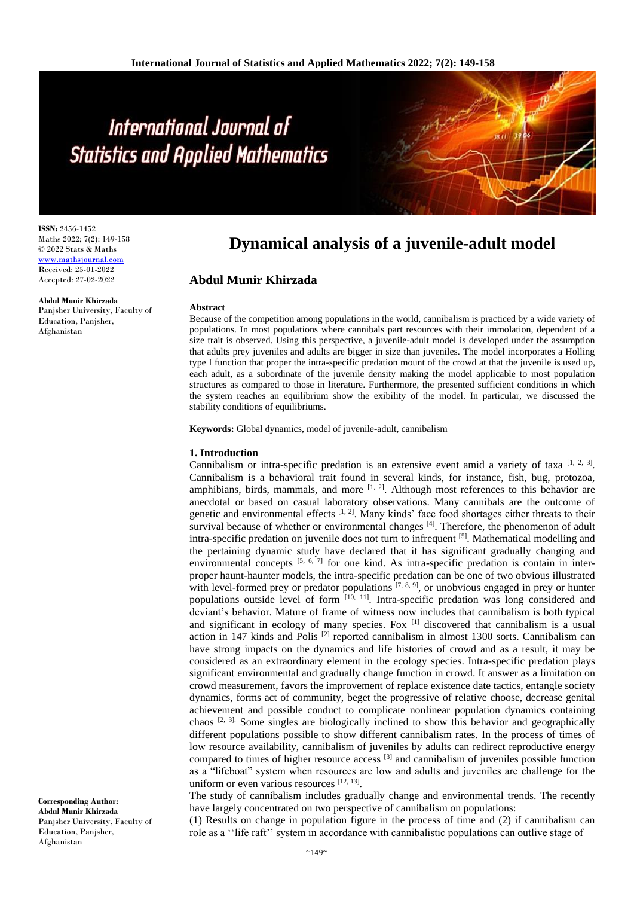**ISSN:** 2456-1452
Maths 2022; 7(2): 149-158
© 2022 Stats & Maths
www.mathsjournal.com
Received: 25-01-2022
Accepted: 27-02-2022

**Abdul Munir Khirzada**
Panjsher University, Faculty of Education, Panjsher, Afghanistan

**Corresponding Author:**
**Abdul Munir Khirzada**
Panjsher University, Faculty of Education, Panjsher, Afghanistan

# Dynamical analysis of a juvenile-adult model

## Abdul Munir Khirzada

### Abstract

Because of the competition among populations in the world, cannibalism is practiced by a wide variety of populations. In most populations where cannibals part resources with their immolation, dependent of a size trait is observed. Using this perspective, a juvenile-adult model is developed under the assumption that adults prey juveniles and adults are bigger in size than juveniles. The model incorporates a Holling type I function that proper the intra-specific predation mount of the crowd at that the juvenile is used up, each adult, as a subordinate of the juvenile density making the model applicable to most population structures as compared to those in literature. Furthermore, the presented sufficient conditions in which the system reaches an equilibrium show the exibility of the model. In particular, we discussed the stability conditions of equilibriums.

**Keywords:** Global dynamics, model of juvenile-adult, cannibalism

### 1. Introduction

Cannibalism or intra-specific predation is an extensive event amid a variety of taxa [1, 2, 3]. Cannibalism is a behavioral trait found in several kinds, for instance, fish, bug, protozoa, amphibians, birds, mammals, and more [1, 2]. Although most references to this behavior are anecdotal or based on casual laboratory observations. Many cannibals are the outcome of genetic and environmental effects [1, 2]. Many kinds' face food shortages either threats to their survival because of whether or environmental changes [4]. Therefore, the phenomenon of adult intra-specific predation on juvenile does not turn to infrequent [5]. Mathematical modelling and the pertaining dynamic study have declared that it has significant gradually changing and environmental concepts [5, 6, 7] for one kind. As intra-specific predation is contain in inter-proper haunt-haunter models, the intra-specific predation can be one of two obvious illustrated with level-formed prey or predator populations [7, 8, 9], or unobvious engaged in prey or hunter populations outside level of form [10, 11]. Intra-specific predation was long considered and deviant's behavior. Mature of frame of witness now includes that cannibalism is both typical and significant in ecology of many species. Fox [1] discovered that cannibalism is a usual action in 147 kinds and Polis [2] reported cannibalism in almost 1300 sorts. Cannibalism can have strong impacts on the dynamics and life histories of crowd and as a result, it may be considered as an extraordinary element in the ecology species. Intra-specific predation plays significant environmental and gradually change function in crowd. It answer as a limitation on crowd measurement, favors the improvement of replace existence date tactics, entangle society dynamics, forms act of community, beget the progressive of relative choose, decrease genital achievement and possible conduct to complicate nonlinear population dynamics containing chaos [2, 3]. Some singles are biologically inclined to show this behavior and geographically different populations possible to show different cannibalism rates. In the process of times of low resource availability, cannibalism of juveniles by adults can redirect reproductive energy compared to times of higher resource access [3] and cannibalism of juveniles possible function as a "lifeboat" system when resources are low and adults and juveniles are challenge for the uniform or even various resources [12, 13].

The study of cannibalism includes gradually change and environmental trends. The recently have largely concentrated on two perspective of cannibalism on populations:

(1) Results on change in population figure in the process of time and (2) if cannibalism can role as a ''life raft'' system in accordance with cannibalistic populations can outlive stage of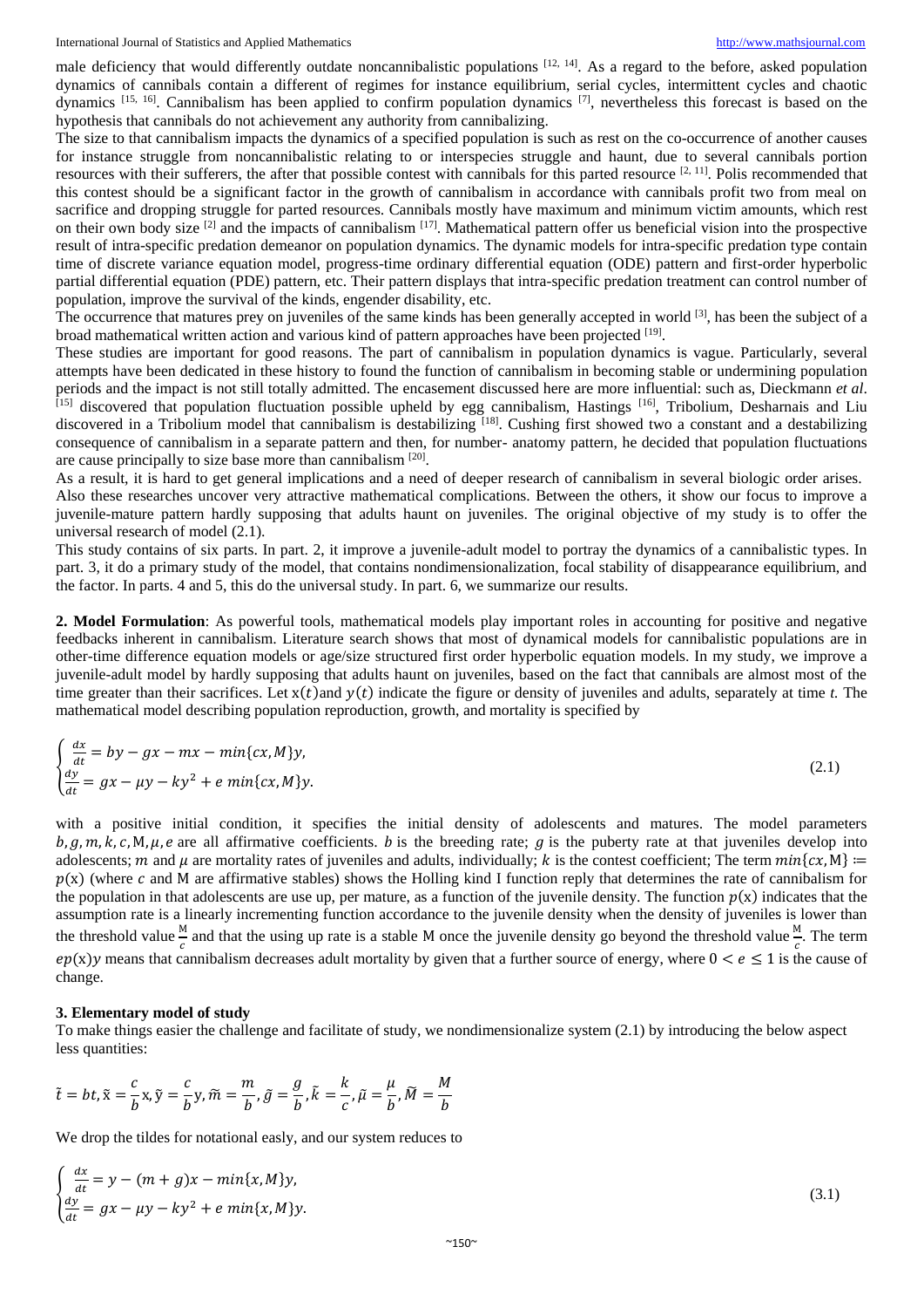male deficiency that would differently outdate noncannibalistic populations [12, 14]. As a regard to the before, asked population dynamics of cannibals contain a different of regimes for instance equilibrium, serial cycles, intermittent cycles and chaotic dynamics [15, 16]. Cannibalism has been applied to confirm population dynamics [7], nevertheless this forecast is based on the hypothesis that cannibals do not achievement any authority from cannibalizing.

The size to that cannibalism impacts the dynamics of a specified population is such as rest on the co-occurrence of another causes for instance struggle from noncannibalistic relating to or interspecies struggle and haunt, due to several cannibals portion resources with their sufferers, the after that possible contest with cannibals for this parted resource [2, 11]. Polis recommended that this contest should be a significant factor in the growth of cannibalism in accordance with cannibals profit two from meal on sacrifice and dropping struggle for parted resources. Cannibals mostly have maximum and minimum victim amounts, which rest on their own body size [2] and the impacts of cannibalism [17]. Mathematical pattern offer us beneficial vision into the prospective result of intra-specific predation demeanor on population dynamics. The dynamic models for intra-specific predation type contain time of discrete variance equation model, progress-time ordinary differential equation (ODE) pattern and first-order hyperbolic partial differential equation (PDE) pattern, etc. Their pattern displays that intra-specific predation treatment can control number of population, improve the survival of the kinds, engender disability, etc.

The occurrence that matures prey on juveniles of the same kinds has been generally accepted in world [3], has been the subject of a broad mathematical written action and various kind of pattern approaches have been projected [19].

These studies are important for good reasons. The part of cannibalism in population dynamics is vague. Particularly, several attempts have been dedicated in these history to found the function of cannibalism in becoming stable or undermining population periods and the impact is not still totally admitted. The encasement discussed here are more influential: such as, Dieckmann *et al*. [15] discovered that population fluctuation possible upheld by egg cannibalism, Hastings [16], Tribolium, Desharnais and Liu discovered in a Tribolium model that cannibalism is destabilizing [18]. Cushing first showed two a constant and a destabilizing consequence of cannibalism in a separate pattern and then, for number- anatomy pattern, he decided that population fluctuations are cause principally to size base more than cannibalism [20].

As a result, it is hard to get general implications and a need of deeper research of cannibalism in several biologic order arises.

Also these researches uncover very attractive mathematical complications. Between the others, it show our focus to improve a juvenile-mature pattern hardly supposing that adults haunt on juveniles. The original objective of my study is to offer the universal research of model (2.1).

This study contains of six parts. In part. 2, it improve a juvenile-adult model to portray the dynamics of a cannibalistic types. In part. 3, it do a primary study of the model, that contains nondimensionalization, focal stability of disappearance equilibrium, and the factor. In parts. 4 and 5, this do the universal study. In part. 6, we summarize our results.

**2. Model Formulation**: As powerful tools, mathematical models play important roles in accounting for positive and negative feedbacks inherent in cannibalism. Literature search shows that most of dynamical models for cannibalistic populations are in other-time difference equation models or age/size structured first order hyperbolic equation models. In my study, we improve a juvenile-adult model by hardly supposing that adults haunt on juveniles, based on the fact that cannibals are almost most of the time greater than their sacrifices. Let $x(t)$ and $y(t)$ indicate the figure or density of juveniles and adults, separately at time *t*. The mathematical model describing population reproduction, growth, and mortality is specified by

$$\begin{cases} \frac{dx}{dt} = by - gx - mx - min\{cx, M\}y, \\ \frac{dy}{dt} = gx - \mu y - ky^2 + e\ min\{cx, M\}y. \end{cases} \tag{2.1}$$

with a positive initial condition, it specifies the initial density of adolescents and matures. The model parameters $b, g, m, k, c, M, \mu, e$ are all affirmative coefficients. $b$ is the breeding rate; $g$ is the puberty rate at that juveniles develop into adolescents; $m$ and $\mu$ are mortality rates of juveniles and adults, individually; $k$ is the contest coefficient; The term $min\{cx, M\} := p(x)$ (where $c$ and M are affirmative stables) shows the Holling kind I function reply that determines the rate of cannibalism for the population in that adolescents are use up, per mature, as a function of the juvenile density. The function $p(x)$ indicates that the assumption rate is a linearly incrementing function accordance to the juvenile density when the density of juveniles is lower than the threshold value $\frac{M}{c}$ and that the using up rate is a stable M once the juvenile density go beyond the threshold value $\frac{M}{c}$. The term $ep(x)y$ means that cannibalism decreases adult mortality by given that a further source of energy, where $0 < e \leq 1$ is the cause of change.

### 3. Elementary model of study

To make things easier the challenge and facilitate of study, we nondimensionalize system (2.1) by introducing the below aspect less quantities:

$$\tilde{t} = bt, \tilde{x} = \frac{c}{b}x, \tilde{y} = \frac{c}{b}y, \tilde{m} = \frac{m}{b}, \tilde{g} = \frac{g}{b}, \tilde{k} = \frac{k}{c}, \tilde{\mu} = \frac{\mu}{b}, \tilde{M} = \frac{M}{b}$$

We drop the tildes for notational easly, and our system reduces to

$$\begin{cases} \frac{dx}{dt} = y - (m + g)x - min\{x, M\}y, \\ \frac{dy}{dt} = gx - \mu y - ky^2 + e\ min\{x, M\}y. \end{cases} \tag{3.1}$$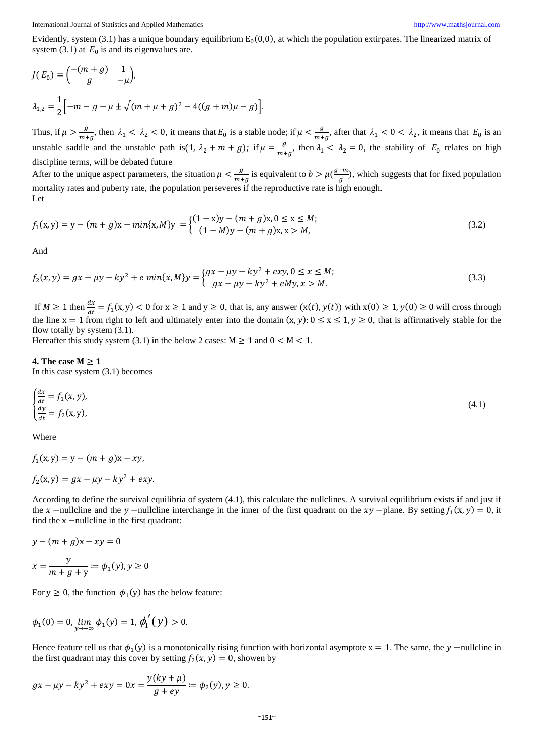Evidently, system (3.1) has a unique boundary equilibrium $E_0(0,0)$, at which the population extirpates. The linearized matrix of system (3.1) at $E_0$ is and its eigenvalues are.

$$J(E_0) = \begin{pmatrix} -(m+g) & 1 \\ g & -\mu \end{pmatrix},$$

$$\lambda_{1,2} = \frac{1}{2}\left[-m - g - \mu \pm \sqrt{(m+\mu+g)^2 - 4((g+m)\mu - g)}\right].$$

Thus, if $\mu > \frac{g}{m+g}$, then $\lambda_1 < \lambda_2 < 0$, it means that $E_0$ is a stable node; if $\mu < \frac{g}{m+g}$, after that $\lambda_1 < 0 < \lambda_2$, it means that $E_0$ is an unstable saddle and the unstable path is$(1, \lambda_2 + m + g)$; if $\mu = \frac{g}{m+g}$, then $\lambda_1 < \lambda_2 = 0$, the stability of $E_0$ relates on high discipline terms, will be debated future

After to the unique aspect parameters, the situation $\mu < \frac{g}{m+g}$ is equivalent to $b > \mu(\frac{g+m}{g})$, which suggests that for fixed population mortality rates and puberty rate, the population perseveres if the reproductive rate is high enough.

Let

$$f_1(x,y) = y - (m+g)x - min\{x, M\}y = \begin{cases} (1-x)y - (m+g)x, 0 \le x \le M; \\ (1-M)y - (m+g)x, x > M, \end{cases} \tag{3.2}$$

And

$$f_2(x,y) = gx - \mu y - ky^2 + e\ min\{x, M\}y = \begin{cases} gx - \mu y - ky^2 + exy, 0 \le x \le M; \\ gx - \mu y - ky^2 + eMy, x > M. \end{cases} \tag{3.3}$$

If $M \ge 1$ then $\frac{dx}{dt} = f_1(x,y) < 0$ for $x \ge 1$ and $y \ge 0$, that is, any answer $(x(t), y(t))$ with $x(0) \ge 1, y(0) \ge 0$ will cross through the line $x = 1$ from right to left and ultimately enter into the domain $(x,y): 0 \le x \le 1, y \ge 0$, that is affirmatively stable for the flow totally by system (3.1).

Hereafter this study system (3.1) in the below 2 cases: $M \ge 1$ and $0 < M < 1$.

**4. The case $M \ge 1$**

In this case system (3.1) becomes

$$\begin{cases} \frac{dx}{dt} = f_1(x,y), \\ \frac{dy}{dt} = f_2(x,y), \end{cases} \tag{4.1}$$

Where

$$f_1(x,y) = y - (m+g)x - xy,$$

$$f_2(x,y) = gx - \mu y - ky^2 + exy.$$

According to define the survival equilibria of system (4.1), this calculate the nullclines. A survival equilibrium exists if and just if the $x$ −nullcline and the $y$ −nullcline interchange in the inner of the first quadrant on the $xy$ −plane. By setting $f_1(x,y) = 0$, it find the x −nullcline in the first quadrant:

$$y - (m+g)x - xy = 0$$

$$x = \frac{y}{m+g+y} := \phi_1(y), y \ge 0$$

For $y \ge 0$, the function $\phi_1(y)$ has the below feature:

$$\phi_1(0) = 0, \lim_{y \to +\infty} \phi_1(y) = 1, \phi_1'(y) > 0.$$

Hence feature tell us that $\phi_1(y)$ is a monotonically rising function with horizontal asymptote $x = 1$. The same, the $y$ −nullcline in the first quadrant may this cover by setting $f_2(x,y) = 0$, shown by

$$gx - \mu y - ky^2 + exy = 0 x = \frac{y(ky+\mu)}{g+ey} := \phi_2(y), y \ge 0.$$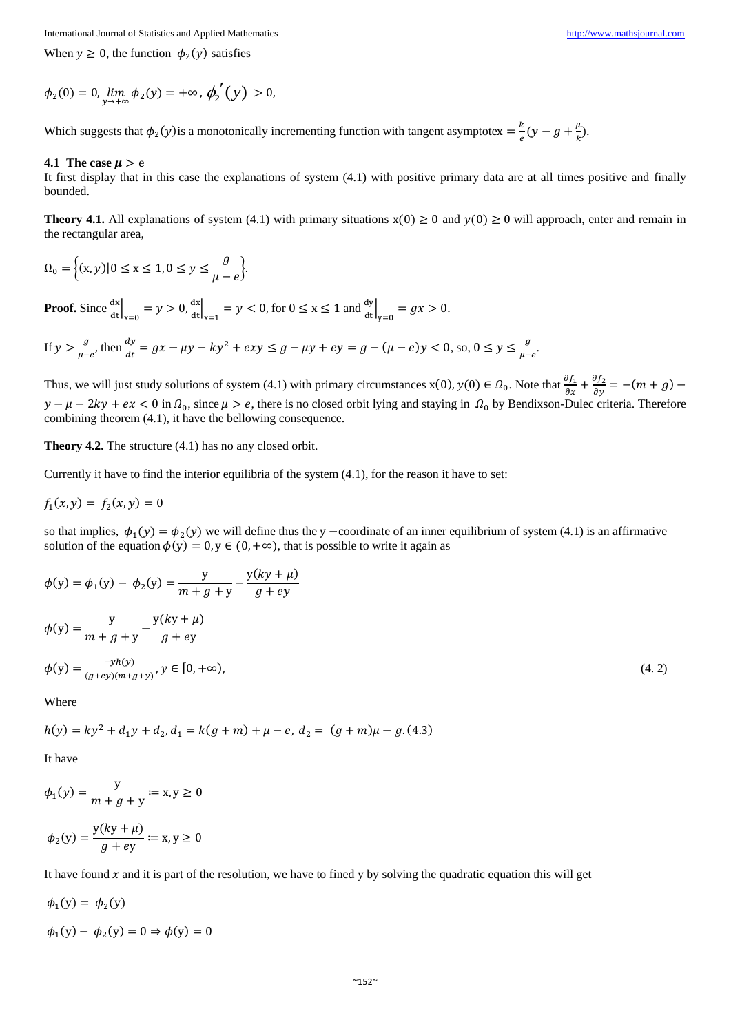When $y \geq 0$, the function $\phi_2(y)$ satisfies

$$\phi_2(0) = 0, \lim_{y\to+\infty} \phi_2(y) = +\infty, \phi_2'(y) > 0,$$

Which suggests that $\phi_2(y)$is a monotonically incrementing function with tangent asymptotex $= \frac{k}{e}(y - g + \frac{\mu}{k})$.

### 4.1 The case $\mu > e$

It first display that in this case the explanations of system (4.1) with positive primary data are at all times positive and finally bounded.

**Theory 4.1.** All explanations of system (4.1) with primary situations $x(0) \geq 0$ and $y(0) \geq 0$ will approach, enter and remain in the rectangular area,

$$\Omega_0 = \left\{(x, y)|0 \leq x \leq 1, 0 \leq y \leq \frac{g}{\mu - e}\right\}.$$

**Proof.** Since $\left.\frac{dx}{dt}\right|_{x=0} = y > 0, \left.\frac{dx}{dt}\right|_{x=1} = y < 0$, for $0 \leq x \leq 1$ and $\left.\frac{dy}{dt}\right|_{y=0} = gx > 0$.

If $y > \frac{g}{\mu - e}$, then $\frac{dy}{dt} = gx - \mu y - ky^2 + exy \leq g - \mu y + ey = g - (\mu - e)y < 0$, so, $0 \leq y \leq \frac{g}{\mu - e}$.

Thus, we will just study solutions of system (4.1) with primary circumstances $x(0), y(0) \in \Omega_0$. Note that $\frac{\partial f_1}{\partial x} + \frac{\partial f_2}{\partial y} = -(m + g) - y - \mu - 2ky + ex < 0$ in $\Omega_0$, since $\mu > e$, there is no closed orbit lying and staying in $\Omega_0$ by Bendixson-Dulec criteria. Therefore combining theorem (4.1), it have the bellowing consequence.

**Theory 4.2.** The structure (4.1) has no any closed orbit.

Currently it have to find the interior equilibria of the system (4.1), for the reason it have to set:

$$f_1(x, y) = f_2(x, y) = 0$$

so that implies, $\phi_1(y) = \phi_2(y)$ we will define thus the y −coordinate of an inner equilibrium of system (4.1) is an affirmative solution of the equation $\phi(y) = 0, y \in (0, +\infty)$, that is possible to write it again as

$$\phi(y) = \phi_1(y) - \phi_2(y) = \frac{y}{m + g + y} - \frac{y(ky + \mu)}{g + ey}$$

$$\phi(y) = \frac{y}{m + g + y} - \frac{y(ky + \mu)}{g + ey}$$

$$\phi(y) = \frac{-yh(y)}{(g + ey)(m + g + y)}, y \in [0, +\infty), \tag{4.2}$$

Where

$$h(y) = ky^2 + d_1 y + d_2, d_1 = k(g + m) + \mu - e, d_2 = (g + m)\mu - g. (4.3)$$

It have

$$\phi_1(y) = \frac{y}{m + g + y} := x, y \geq 0$$

$$\phi_2(y) = \frac{y(ky + \mu)}{g + ey} := x, y \geq 0$$

It have found $x$ and it is part of the resolution, we have to fined y by solving the quadratic equation this will get

$$\phi_1(y) = \phi_2(y)$$

$$\phi_1(y) - \phi_2(y) = 0 \Rightarrow \phi(y) = 0$$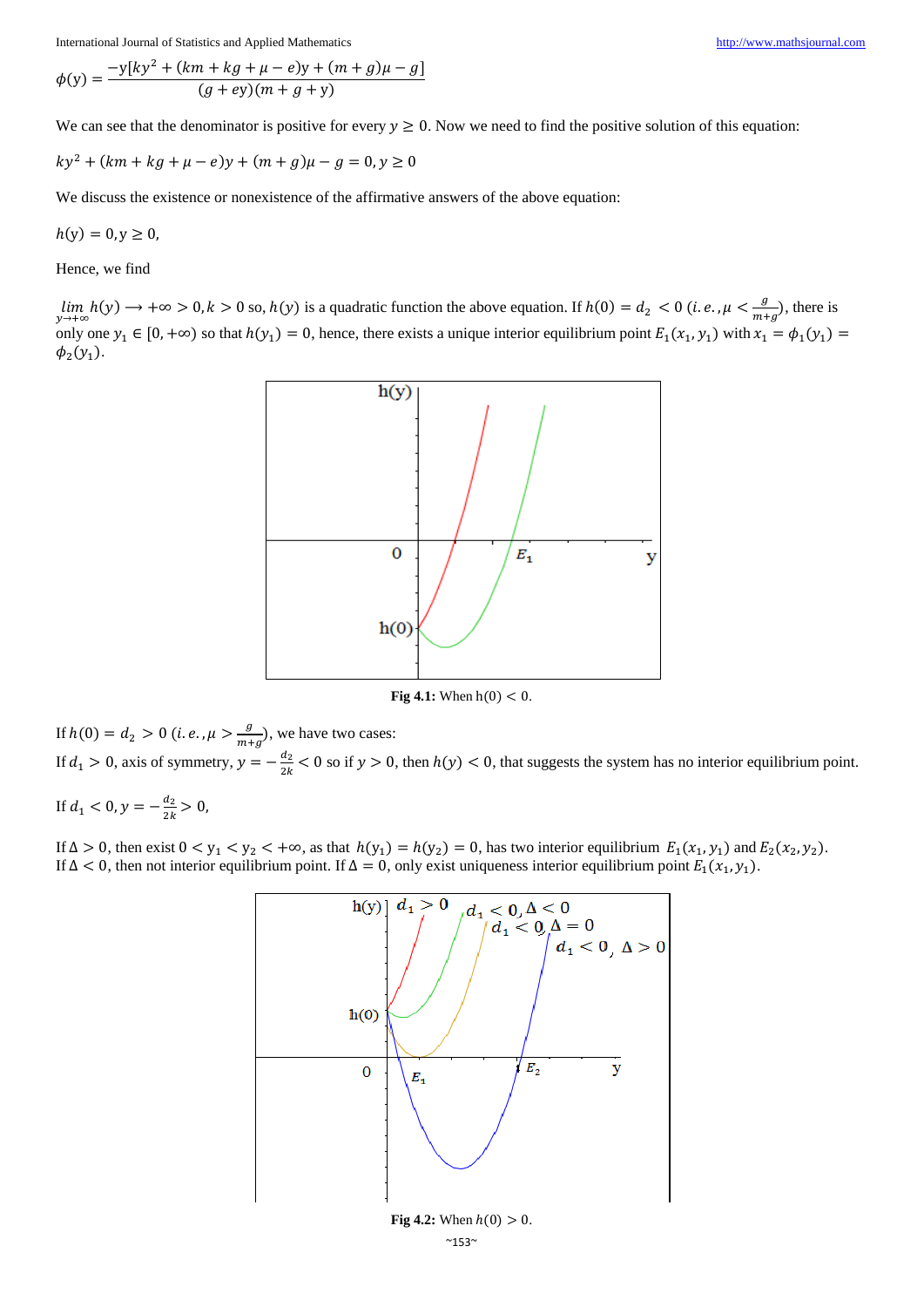$$\phi(y) = \frac{-y[ky^2 + (km + kg + \mu - e)y + (m+g)\mu - g]}{(g+ey)(m+g+y)}$$

We can see that the denominator is positive for every $y \geq 0$. Now we need to find the positive solution of this equation:

$$ky^2 + (km + kg + \mu - e)y + (m+g)\mu - g = 0, y \geq 0$$

We discuss the existence or nonexistence of the affirmative answers of the above equation:

$$h(y) = 0, y \geq 0,$$

Hence, we find

$\lim_{y\to+\infty} h(y) \longrightarrow +\infty > 0, k > 0$ so, $h(y)$ is a quadratic function the above equation. If $h(0) = d_2 < 0$ $(i.e., \mu < \frac{g}{m+g})$, there is only one $y_1 \in [0, +\infty)$ so that $h(y_1) = 0$, hence, there exists a unique interior equilibrium point $E_1(x_1, y_1)$ with $x_1 = \phi_1(y_1) = \phi_2(y_1)$.

**Fig 4.1:** When $h(0) < 0$.

If $h(0) = d_2 > 0$ $(i.e., \mu > \frac{g}{m+g})$, we have two cases:

If $d_1 > 0$, axis of symmetry, $y = -\frac{d_2}{2k} < 0$ so if $y > 0$, then $h(y) < 0$, that suggests the system has no interior equilibrium point.

If $d_1 < 0, y = -\frac{d_2}{2k} > 0$,

If $\Delta > 0$, then exist $0 < y_1 < y_2 < +\infty$, as that $h(y_1) = h(y_2) = 0$, has two interior equilibrium $E_1(x_1, y_1)$ and $E_2(x_2, y_2)$. If $\Delta < 0$, then not interior equilibrium point. If $\Delta = 0$, only exist uniqueness interior equilibrium point $E_1(x_1, y_1)$.

**Fig 4.2:** When $h(0) > 0$.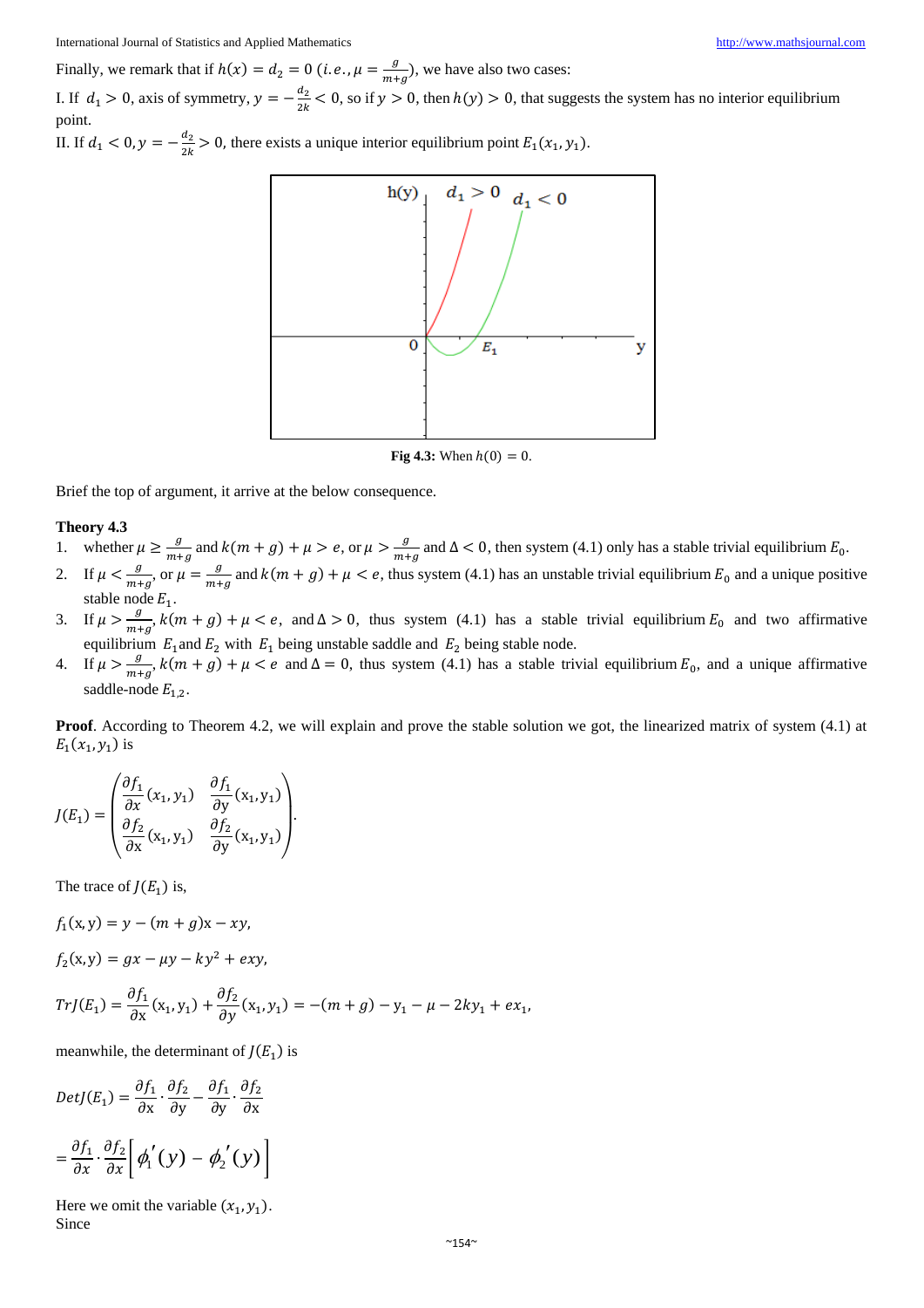Finally, we remark that if $h(x) = d_2 = 0$ ($i.e., \mu = \frac{g}{m+g}$), we have also two cases:

I. If $d_1 > 0$, axis of symmetry, $y = -\frac{d_2}{2k} < 0$, so if $y > 0$, then $h(y) > 0$, that suggests the system has no interior equilibrium point.

II. If $d_1 < 0, y = -\frac{d_2}{2k} > 0$, there exists a unique interior equilibrium point $E_1(x_1, y_1)$.

**Fig 4.3:** When $h(0) = 0$.

Brief the top of argument, it arrive at the below consequence.

**Theory 4.3**

1. whether $\mu \geq \frac{g}{m+g}$ and $k(m+g) + \mu > e$, or $\mu > \frac{g}{m+g}$ and $\Delta < 0$, then system (4.1) only has a stable trivial equilibrium $E_0$.
2. If $\mu < \frac{g}{m+g}$, or $\mu = \frac{g}{m+g}$ and $k(m+g) + \mu < e$, thus system (4.1) has an unstable trivial equilibrium $E_0$ and a unique positive stable node $E_1$.
3. If $\mu > \frac{g}{m+g}$, $k(m+g) + \mu < e$, and $\Delta > 0$, thus system (4.1) has a stable trivial equilibrium $E_0$ and two affirmative equilibrium $E_1$ and $E_2$ with $E_1$ being unstable saddle and $E_2$ being stable node.
4. If $\mu > \frac{g}{m+g}$, $k(m+g) + \mu < e$ and $\Delta = 0$, thus system (4.1) has a stable trivial equilibrium $E_0$, and a unique affirmative saddle-node $E_{1,2}$.

**Proof**. According to Theorem 4.2, we will explain and prove the stable solution we got, the linearized matrix of system (4.1) at $E_1(x_1, y_1)$ is

$$J(E_1) = \begin{pmatrix} \frac{\partial f_1}{\partial x}(x_1, y_1) & \frac{\partial f_1}{\partial y}(x_1, y_1) \\ \frac{\partial f_2}{\partial x}(x_1, y_1) & \frac{\partial f_2}{\partial y}(x_1, y_1) \end{pmatrix}.$$

The trace of $J(E_1)$ is,

$$f_1(x, y) = y - (m+g)x - xy,$$

$$f_2(x, y) = gx - \mu y - ky^2 + exy,$$

$$TrJ(E_1) = \frac{\partial f_1}{\partial x}(x_1, y_1) + \frac{\partial f_2}{\partial y}(x_1, y_1) = -(m+g) - y_1 - \mu - 2ky_1 + ex_1,$$

meanwhile, the determinant of $J(E_1)$ is

$$DetJ(E_1) = \frac{\partial f_1}{\partial x} \cdot \frac{\partial f_2}{\partial y} - \frac{\partial f_1}{\partial y} \cdot \frac{\partial f_2}{\partial x}$$

$$= \frac{\partial f_1}{\partial x} \cdot \frac{\partial f_2}{\partial x}\left[\phi_1'(y) - \phi_2'(y)\right]$$

Here we omit the variable $(x_1, y_1)$.

Since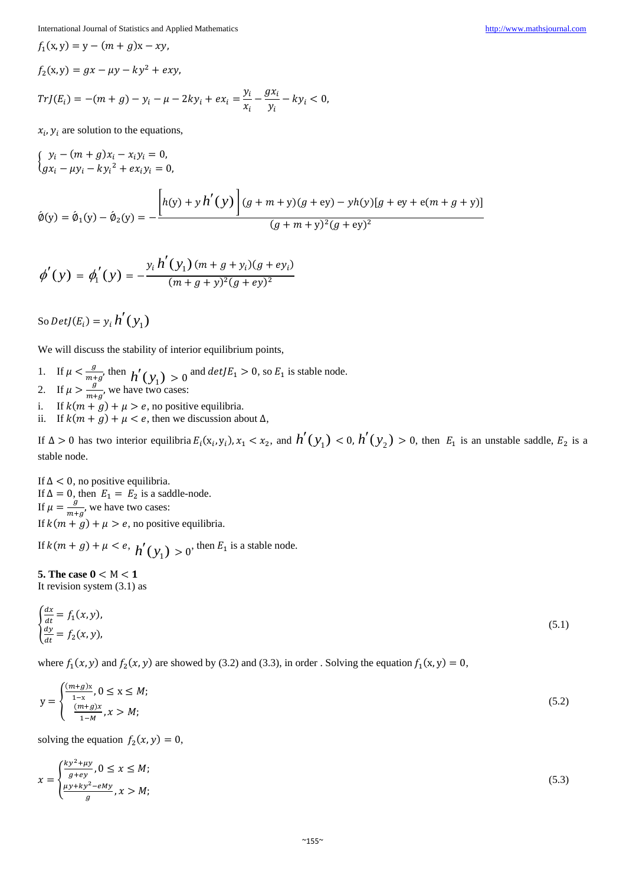$f_1(\mathrm{x}, \mathrm{y}) = \mathrm{y} - (m+g)\mathrm{x} - xy,$

$f_2(\mathrm{x}, \mathrm{y}) = gx - \mu y - ky^2 + exy,$

$TrJ(E_i) = -(m+g) - y_i - \mu - 2ky_i + ex_i = \frac{y_i}{x_i} - \frac{gx_i}{y_i} - ky_i < 0,$

$x_i, y_i$ are solution to the equations,

$$\begin{cases} y_i - (m+g)x_i - x_i y_i = 0, \\ gx_i - \mu y_i - k{y_i}^2 + ex_i y_i = 0, \end{cases}$$

$$\acute{\emptyset}(\mathrm{y}) = \acute{\emptyset}_1(\mathrm{y}) - \acute{\emptyset}_2(\mathrm{y}) = -\frac{\left[h(\mathrm{y}) + y\,h'(y)\right](g+m+\mathrm{y})(g+\mathrm{ey}) - \mathrm{y}h(\mathrm{y})[g + \mathrm{ey} + \mathrm{e}(m+g+\mathrm{y})]}{(g+m+\mathrm{y})^2(g+\mathrm{ey})^2}$$

$$\phi'(y) = \phi_1'(y) = -\frac{y_i\, h'(y_1)\,(m+g+y_i)(g+ey_i)}{(m+g+y)^2(g+ey)^2}$$

So $DetJ(E_i) = y_i\, h'(y_1)$

We will discuss the stability of interior equilibrium points,

1. If $\mu < \frac{g}{m+g}$, then $h'(y_1) > 0$ and $detJE_1 > 0$, so $E_1$ is stable node.
2. If $\mu > \frac{g}{m+g}$, we have two cases:

i. If $k(m+g) + \mu > e$, no positive equilibria.
ii. If $k(m+g) + \mu < e$, then we discussion about $\Delta$,

If $\Delta > 0$ has two interior equilibria $E_i(\mathrm{x}_i, \mathrm{y}_i), x_1 < x_2$, and $h'(y_1) < 0$, $h'(y_2) > 0$, then $E_1$ is an unstable saddle, $E_2$ is a stable node.

If $\Delta < 0$, no positive equilibria.
If $\Delta = 0$, then $E_1 = E_2$ is a saddle-node.
If $\mu = \frac{g}{m+g}$, we have two cases:
If $k(m+g) + \mu > e$, no positive equilibria.

If $k(m+g) + \mu < e$, $h'(y_1) > 0$, then $E_1$ is a stable node.

**5. The case $0 < \mathrm{M} < 1$**
It revision system (3.1) as

$$\begin{cases} \frac{dx}{dt} = f_1(x, y), \\ \frac{dy}{dt} = f_2(x, y), \end{cases} \tag{5.1}$$

where $f_1(x, y)$ and $f_2(x, y)$ are showed by (3.2) and (3.3), in order . Solving the equation $f_1(\mathrm{x}, \mathrm{y}) = 0$,

$$\mathrm{y} = \begin{cases} \frac{(m+g)\mathrm{x}}{1-\mathrm{x}}, 0 \le \mathrm{x} \le M; \\ \frac{(m+g)x}{1-M}, x > M; \end{cases} \tag{5.2}$$

solving the equation $f_2(x, y) = 0$,

$$x = \begin{cases} \frac{ky^2 + \mu y}{g + ey}, 0 \le x \le M; \\ \frac{\mu y + ky^2 - eMy}{g}, x > M; \end{cases} \tag{5.3}$$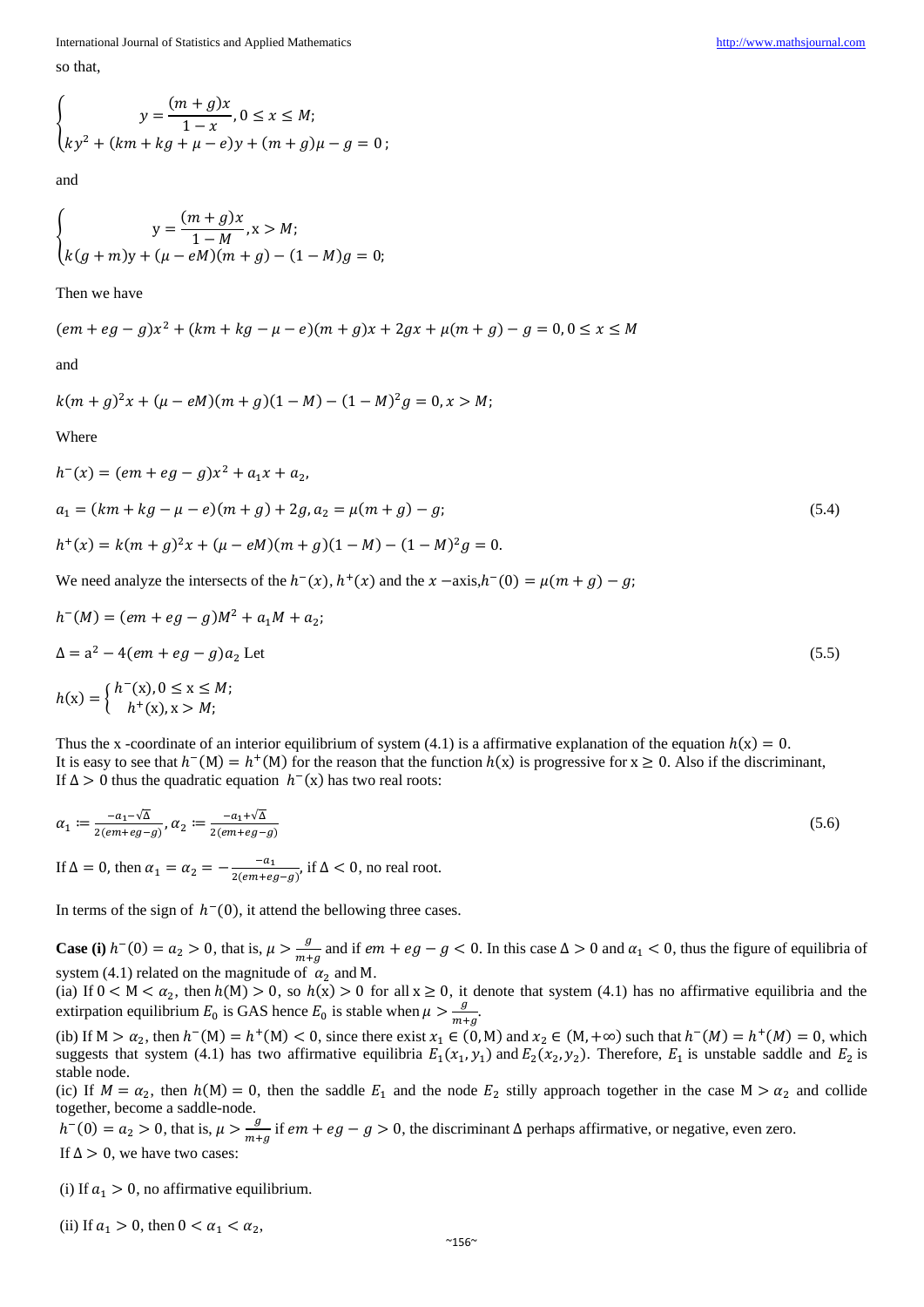so that,

$$\begin{cases} y = \dfrac{(m+g)x}{1-x}, 0 \le x \le M; \\ ky^2 + (km + kg + \mu - e)y + (m+g)\mu - g = 0; \end{cases}$$

and

$$\begin{cases} y = \dfrac{(m+g)x}{1-M}, x > M; \\ k(g+m)y + (\mu - eM)(m+g) - (1-M)g = 0; \end{cases}$$

Then we have

$$(em + eg - g)x^2 + (km + kg - \mu - e)(m+g)x + 2gx + \mu(m+g) - g = 0, 0 \le x \le M$$

and

$$k(m+g)^2 x + (\mu - eM)(m+g)(1-M) - (1-M)^2 g = 0, x > M;$$

Where

$$h^-(x) = (em + eg - g)x^2 + a_1 x + a_2,$$

$$a_1 = (km + kg - \mu - e)(m+g) + 2g, a_2 = \mu(m+g) - g; \tag{5.4}$$

$$h^+(x) = k(m+g)^2 x + (\mu - eM)(m+g)(1-M) - (1-M)^2 g = 0.$$

We need analyze the intersects of the $h^-(x)$, $h^+(x)$ and the $x$ -axis, $h^-(0) = \mu(m+g) - g$;

$$h^-(M) = (em + eg - g)M^2 + a_1 M + a_2;$$

$$\Delta = a^2 - 4(em + eg - g)a_2 \text{ Let} \tag{5.5}$$

$$h(x) = \begin{cases} h^-(x), 0 \le x \le M; \\ h^+(x), x > M; \end{cases}$$

Thus the x -coordinate of an interior equilibrium of system (4.1) is a affirmative explanation of the equation $h(x) = 0$.
It is easy to see that $h^-(M) = h^+(M)$ for the reason that the function $h(x)$ is progressive for $x \ge 0$. Also if the discriminant, If $\Delta > 0$ thus the quadratic equation $h^-(x)$ has two real roots:

$$\alpha_1 := \frac{-a_1 - \sqrt{\Delta}}{2(em + eg - g)}, \alpha_2 := \frac{-a_1 + \sqrt{\Delta}}{2(em + eg - g)} \tag{5.6}$$

If $\Delta = 0$, then $\alpha_1 = \alpha_2 = -\frac{-a_1}{2(em+eg-g)}$, if $\Delta < 0$, no real root.

In terms of the sign of $h^-(0)$, it attend the bellowing three cases.

**Case (i)** $h^-(0) = a_2 > 0$, that is, $\mu > \frac{g}{m+g}$ and if $em + eg - g < 0$. In this case $\Delta > 0$ and $\alpha_1 < 0$, thus the figure of equilibria of system (4.1) related on the magnitude of $\alpha_2$ and M.
(ia) If $0 < M < \alpha_2$, then $h(M) > 0$, so $h(x) > 0$ for all $x \ge 0$, it denote that system (4.1) has no affirmative equilibria and the extirpation equilibrium $E_0$ is GAS hence $E_0$ is stable when $\mu > \frac{g}{m+g}$.
(ib) If $M > \alpha_2$, then $h^-(M) = h^+(M) < 0$, since there exist $x_1 \in (0, M)$ and $x_2 \in (M, +\infty)$ such that $h^-(M) = h^+(M) = 0$, which suggests that system (4.1) has two affirmative equilibria $E_1(x_1, y_1)$ and $E_2(x_2, y_2)$. Therefore, $E_1$ is unstable saddle and $E_2$ is stable node.
(ic) If $M = \alpha_2$, then $h(M) = 0$, then the saddle $E_1$ and the node $E_2$ stilly approach together in the case $M > \alpha_2$ and collide together, become a saddle-node.
$h^-(0) = a_2 > 0$, that is, $\mu > \frac{g}{m+g}$ if $em + eg - g > 0$, the discriminant $\Delta$ perhaps affirmative, or negative, even zero.
If $\Delta > 0$, we have two cases:

(i) If $a_1 > 0$, no affirmative equilibrium.

(ii) If $a_1 > 0$, then $0 < \alpha_1 < \alpha_2$,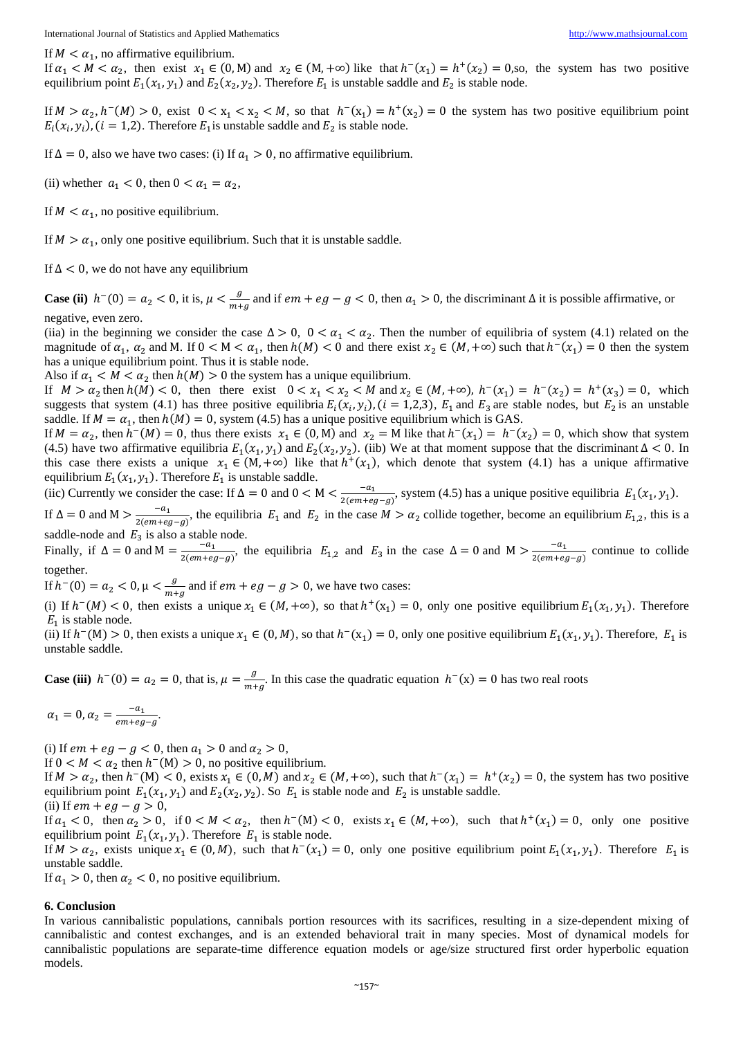If $M < \alpha_1$, no affirmative equilibrium.

If $\alpha_1 < M < \alpha_2$, then exist $x_1 \in (0, \mathrm{M})$ and $x_2 \in (\mathrm{M}, +\infty)$ like that $h^-(x_1) = h^+(x_2) = 0$,so, the system has two positive equilibrium point $E_1(x_1, y_1)$ and $E_2(x_2, y_2)$. Therefore $E_1$ is unstable saddle and $E_2$ is stable node.

If $M > \alpha_2, h^-(M) > 0$, exist $0 < x_1 < x_2 < M$, so that $h^-(x_1) = h^+(x_2) = 0$ the system has two positive equilibrium point $E_i(x_i, y_i), (i = 1,2)$. Therefore $E_1$ is unstable saddle and $E_2$ is stable node.

If $\Delta = 0$, also we have two cases: (i) If $a_1 > 0$, no affirmative equilibrium.

(ii) whether $a_1 < 0$, then $0 < \alpha_1 = \alpha_2$,

If $M < \alpha_1$, no positive equilibrium.

If $M > \alpha_1$, only one positive equilibrium. Such that it is unstable saddle.

If $\Delta < 0$, we do not have any equilibrium

**Case (ii)** $h^-(0) = a_2 < 0$, it is, $\mu < \frac{g}{m+g}$ and if $em + eg - g < 0$, then $a_1 > 0$, the discriminant $\Delta$ it is possible affirmative, or negative, even zero.

(iia) in the beginning we consider the case $\Delta > 0$, $0 < \alpha_1 < \alpha_2$. Then the number of equilibria of system (4.1) related on the magnitude of $\alpha_1$, $\alpha_2$ and M. If $0 < \mathrm{M} < \alpha_1$, then $h(M) < 0$ and there exist $x_2 \in (M, +\infty)$ such that $h^-(x_1) = 0$ then the system has a unique equilibrium point. Thus it is stable node.

Also if $\alpha_1 < M < \alpha_2$ then $h(M) > 0$ the system has a unique equilibrium.

If $M > \alpha_2$ then $h(M) < 0$, then there exist $0 < x_1 < x_2 < M$ and $x_2 \in (M, +\infty)$, $h^-(x_1) = h^-(x_2) = h^+(x_3) = 0$, which suggests that system (4.1) has three positive equilibria $E_i(x_i, y_i), (i = 1,2,3)$, $E_1$ and $E_3$ are stable nodes, but $E_2$ is an unstable saddle. If $M = \alpha_1$, then $h(M) = 0$, system (4.5) has a unique positive equilibrium which is GAS.

If $M = \alpha_2$, then $h^-(M) = 0$, thus there exists $x_1 \in (0, \mathrm{M})$ and $x_2 = \mathrm{M}$ like that $h^-(x_1) = h^-(x_2) = 0$, which show that system (4.5) have two affirmative equilibria $E_1(x_1, y_1)$ and $E_2(x_2, y_2)$. (iib) We at that moment suppose that the discriminant $\Delta < 0$. In this case there exists a unique $x_1 \in (\mathrm{M}, +\infty)$ like that $h^+(x_1)$, which denote that system (4.1) has a unique affirmative equilibrium $E_1(x_1, y_1)$. Therefore $E_1$ is unstable saddle.

(iic) Currently we consider the case: If $\Delta = 0$ and $0 < \mathrm{M} < \frac{-a_1}{2(em+eg-g)}$, system (4.5) has a unique positive equilibria $E_1(x_1, y_1)$.

If $\Delta = 0$ and $\mathrm{M} > \frac{-a_1}{2(em+eg-g)}$, the equilibria $E_1$ and $E_2$ in the case $M > \alpha_2$ collide together, become an equilibrium $E_{1,2}$, this is a saddle-node and $E_3$ is also a stable node.

Finally, if $\Delta = 0$ and $\mathrm{M} = \frac{-a_1}{2(em+eg-g)}$, the equilibria $E_{1,2}$ and $E_3$ in the case $\Delta = 0$ and $\mathrm{M} > \frac{-a_1}{2(em+eg-g)}$ continue to collide together.

If $h^-(0) = a_2 < 0, \mu < \frac{g}{m+g}$ and if $em + eg - g > 0$, we have two cases:

(i) If $h^-(M) < 0$, then exists a unique $x_1 \in (M, +\infty)$, so that $h^+(\mathrm{x}_1) = 0$, only one positive equilibrium $E_1(x_1, y_1)$. Therefore $E_1$ is stable node.

(ii) If $h^-(\mathrm{M}) > 0$, then exists a unique $x_1 \in (0, M)$, so that $h^-(\mathrm{x}_1) = 0$, only one positive equilibrium $E_1(x_1, y_1)$. Therefore, $E_1$ is unstable saddle.

**Case (iii)** $h^-(0) = a_2 = 0$, that is, $\mu = \frac{g}{m+g}$. In this case the quadratic equation $h^-(x) = 0$ has two real roots

$\alpha_1 = 0, \alpha_2 = \frac{-a_1}{em+eg-g}$.

(i) If $em + eg - g < 0$, then $a_1 > 0$ and $\alpha_2 > 0$,

If $0 < M < \alpha_2$ then $h^-(\mathrm{M}) > 0$, no positive equilibrium.

If $M > \alpha_2$, then $h^-(\mathrm{M}) < 0$, exists $x_1 \in (0, M)$ and $x_2 \in (M, +\infty)$, such that $h^-(x_1) = h^+(x_2) = 0$, the system has two positive equilibrium point $E_1(x_1, y_1)$ and $E_2(x_2, y_2)$. So $E_1$ is stable node and $E_2$ is unstable saddle.

(ii) If $em + eg - g > 0$,

If $a_1 < 0$, then $\alpha_2 > 0$, if $0 < M < \alpha_2$, then $h^-(\mathrm{M}) < 0$, exists $x_1 \in (M, +\infty)$, such that $h^+(x_1) = 0$, only one positive equilibrium point $E_1(x_1, y_1)$. Therefore $E_1$ is stable node.

If $M > \alpha_2$, exists unique $x_1 \in (0, M)$, such that $h^-(x_1) = 0$, only one positive equilibrium point $E_1(x_1, y_1)$. Therefore $E_1$ is unstable saddle.

If $a_1 > 0$, then $\alpha_2 < 0$, no positive equilibrium.

## 6. Conclusion

In various cannibalistic populations, cannibals portion resources with its sacrifices, resulting in a size-dependent mixing of cannibalistic and contest exchanges, and is an extended behavioral trait in many species. Most of dynamical models for cannibalistic populations are separate-time difference equation models or age/size structured first order hyperbolic equation models.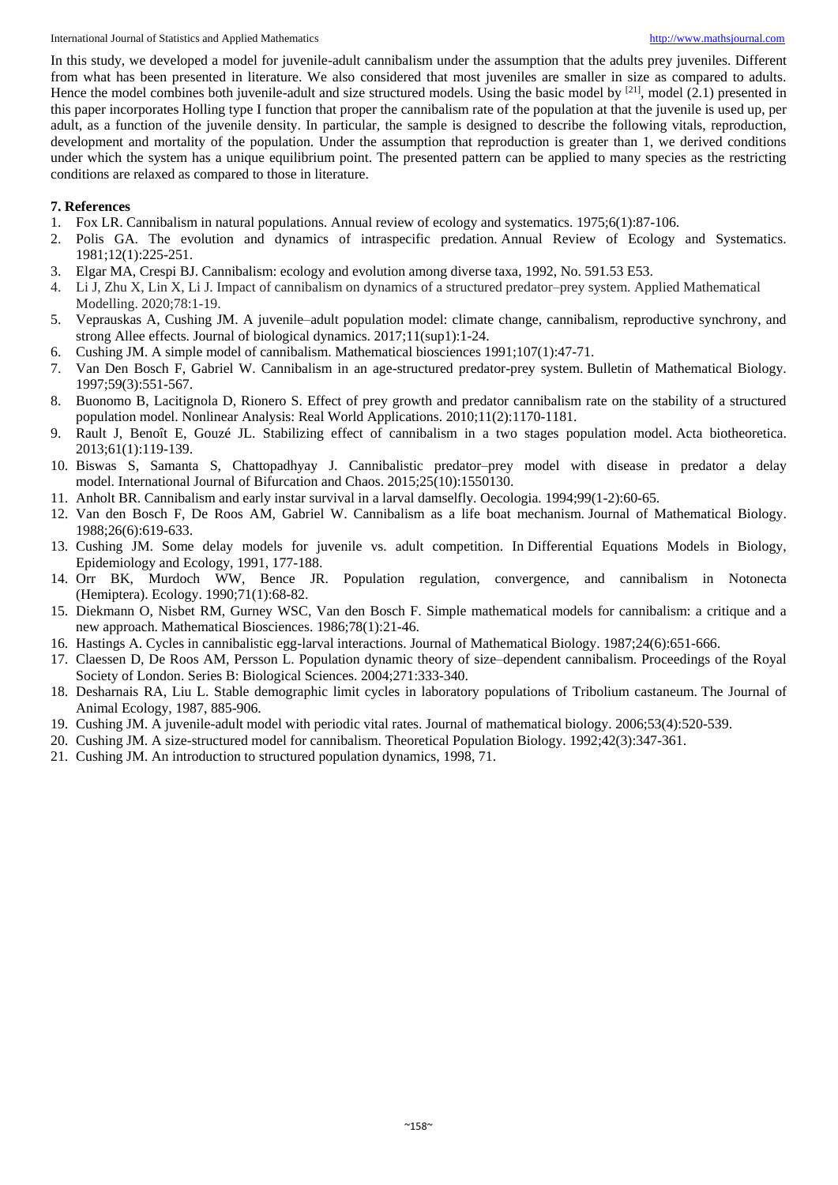In this study, we developed a model for juvenile-adult cannibalism under the assumption that the adults prey juveniles. Different from what has been presented in literature. We also considered that most juveniles are smaller in size as compared to adults. Hence the model combines both juvenile-adult and size structured models. Using the basic model by [21], model (2.1) presented in this paper incorporates Holling type I function that proper the cannibalism rate of the population at that the juvenile is used up, per adult, as a function of the juvenile density. In particular, the sample is designed to describe the following vitals, reproduction, development and mortality of the population. Under the assumption that reproduction is greater than 1, we derived conditions under which the system has a unique equilibrium point. The presented pattern can be applied to many species as the restricting conditions are relaxed as compared to those in literature.

## 7. References

1. Fox LR. Cannibalism in natural populations. Annual review of ecology and systematics. 1975;6(1):87-106.
2. Polis GA. The evolution and dynamics of intraspecific predation. Annual Review of Ecology and Systematics. 1981;12(1):225-251.
3. Elgar MA, Crespi BJ. Cannibalism: ecology and evolution among diverse taxa, 1992, No. 591.53 E53.
4. Li J, Zhu X, Lin X, Li J. Impact of cannibalism on dynamics of a structured predator–prey system. Applied Mathematical Modelling. 2020;78:1-19.
5. Veprauskas A, Cushing JM. A juvenile–adult population model: climate change, cannibalism, reproductive synchrony, and strong Allee effects. Journal of biological dynamics. 2017;11(sup1):1-24.
6. Cushing JM. A simple model of cannibalism. Mathematical biosciences 1991;107(1):47-71.
7. Van Den Bosch F, Gabriel W. Cannibalism in an age-structured predator-prey system. Bulletin of Mathematical Biology. 1997;59(3):551-567.
8. Buonomo B, Lacitignola D, Rionero S. Effect of prey growth and predator cannibalism rate on the stability of a structured population model. Nonlinear Analysis: Real World Applications. 2010;11(2):1170-1181.
9. Rault J, Benoît E, Gouzé JL. Stabilizing effect of cannibalism in a two stages population model. Acta biotheoretica. 2013;61(1):119-139.
10. Biswas S, Samanta S, Chattopadhyay J. Cannibalistic predator–prey model with disease in predator a delay model. International Journal of Bifurcation and Chaos. 2015;25(10):1550130.
11. Anholt BR. Cannibalism and early instar survival in a larval damselfly. Oecologia. 1994;99(1-2):60-65.
12. Van den Bosch F, De Roos AM, Gabriel W. Cannibalism as a life boat mechanism. Journal of Mathematical Biology. 1988;26(6):619-633.
13. Cushing JM. Some delay models for juvenile vs. adult competition. In Differential Equations Models in Biology, Epidemiology and Ecology, 1991, 177-188.
14. Orr BK, Murdoch WW, Bence JR. Population regulation, convergence, and cannibalism in Notonecta (Hemiptera). Ecology. 1990;71(1):68-82.
15. Diekmann O, Nisbet RM, Gurney WSC, Van den Bosch F. Simple mathematical models for cannibalism: a critique and a new approach. Mathematical Biosciences. 1986;78(1):21-46.
16. Hastings A. Cycles in cannibalistic egg-larval interactions. Journal of Mathematical Biology. 1987;24(6):651-666.
17. Claessen D, De Roos AM, Persson L. Population dynamic theory of size–dependent cannibalism. Proceedings of the Royal Society of London. Series B: Biological Sciences. 2004;271:333-340.
18. Desharnais RA, Liu L. Stable demographic limit cycles in laboratory populations of Tribolium castaneum. The Journal of Animal Ecology, 1987, 885-906.
19. Cushing JM. A juvenile-adult model with periodic vital rates. Journal of mathematical biology. 2006;53(4):520-539.
20. Cushing JM. A size-structured model for cannibalism. Theoretical Population Biology. 1992;42(3):347-361.
21. Cushing JM. An introduction to structured population dynamics, 1998, 71.